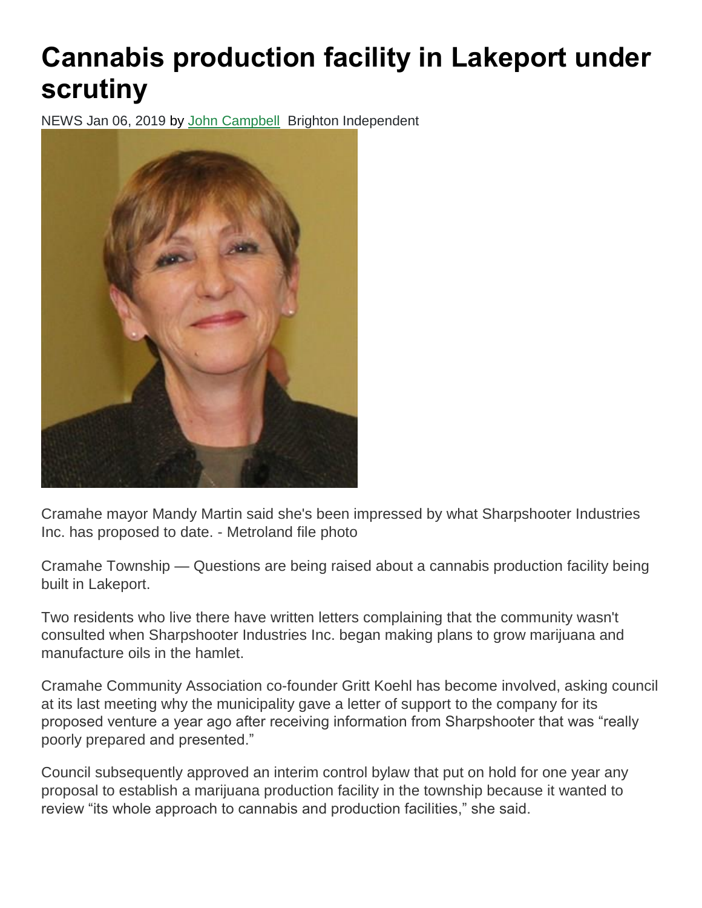# Cannabis production facility in Lakeport under scrutiny

NEWS Jan 06, 2019 by John Campbell Brighton Independent

Cramahe mayor Mandy Martin said she's been impressed by what Sharpshooter Industries Inc. has proposed to date. - Metroland file photo

Cramahe Township — Questions are being raised about a cannabis production facility being built in Lakeport.

Two residents who live there have written letters complaining that the community wasn't consulted when Sharpshooter Industries Inc. began making plans to grow marijuana and manufacture oils in the hamlet.

Cramahe Community Association co-founder Gritt Koehl has become involved, asking council at its last meeting why the municipality gave a letter of support to the company for its proposed venture a year ago after receiving information from Sharpshooter that was "really poorly prepared and presented."

Council subsequently approved an interim control bylaw that put on hold for one year any proposal to establish a marijuana production facility in the township because it wanted to review "its whole approach to cannabis and production facilities," she said.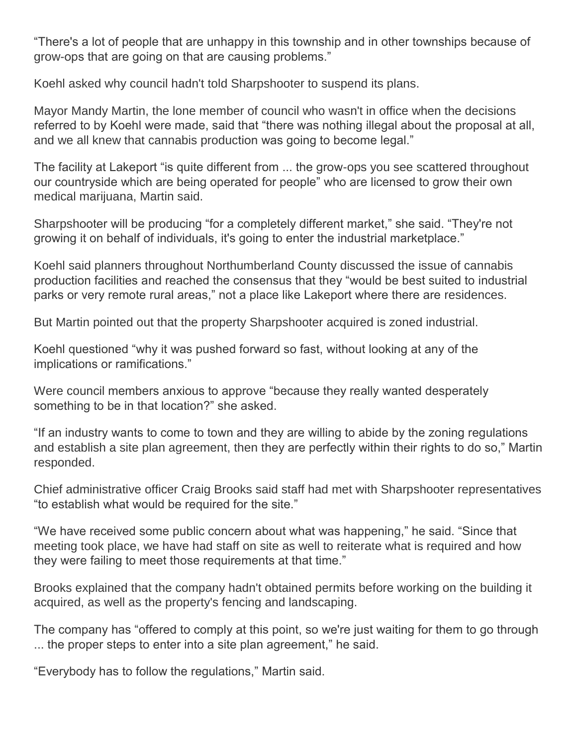"There's a lot of people that are unhappy in this township and in other townships because of grow-ops that are going on that are causing problems."

Koehl asked why council hadn't told Sharpshooter to suspend its plans.

Mayor Mandy Martin, the lone member of council who wasn't in office when the decisions referred to by Koehl were made, said that "there was nothing illegal about the proposal at all, and we all knew that cannabis production was going to become legal."

The facility at Lakeport "is quite different from ... the grow-ops you see scattered throughout our countryside which are being operated for people" who are licensed to grow their own medical marijuana, Martin said.

Sharpshooter will be producing "for a completely different market," she said. "They're not growing it on behalf of individuals, it's going to enter the industrial marketplace."

Koehl said planners throughout Northumberland County discussed the issue of cannabis production facilities and reached the consensus that they "would be best suited to industrial parks or very remote rural areas," not a place like Lakeport where there are residences.

But Martin pointed out that the property Sharpshooter acquired is zoned industrial.

Koehl questioned "why it was pushed forward so fast, without looking at any of the implications or ramifications."

Were council members anxious to approve "because they really wanted desperately something to be in that location?" she asked.

"If an industry wants to come to town and they are willing to abide by the zoning regulations and establish a site plan agreement, then they are perfectly within their rights to do so," Martin responded.

Chief administrative officer Craig Brooks said staff had met with Sharpshooter representatives "to establish what would be required for the site."

"We have received some public concern about what was happening," he said. "Since that meeting took place, we have had staff on site as well to reiterate what is required and how they were failing to meet those requirements at that time."

Brooks explained that the company hadn't obtained permits before working on the building it acquired, as well as the property's fencing and landscaping.

The company has "offered to comply at this point, so we're just waiting for them to go through ... the proper steps to enter into a site plan agreement," he said.

"Everybody has to follow the regulations," Martin said.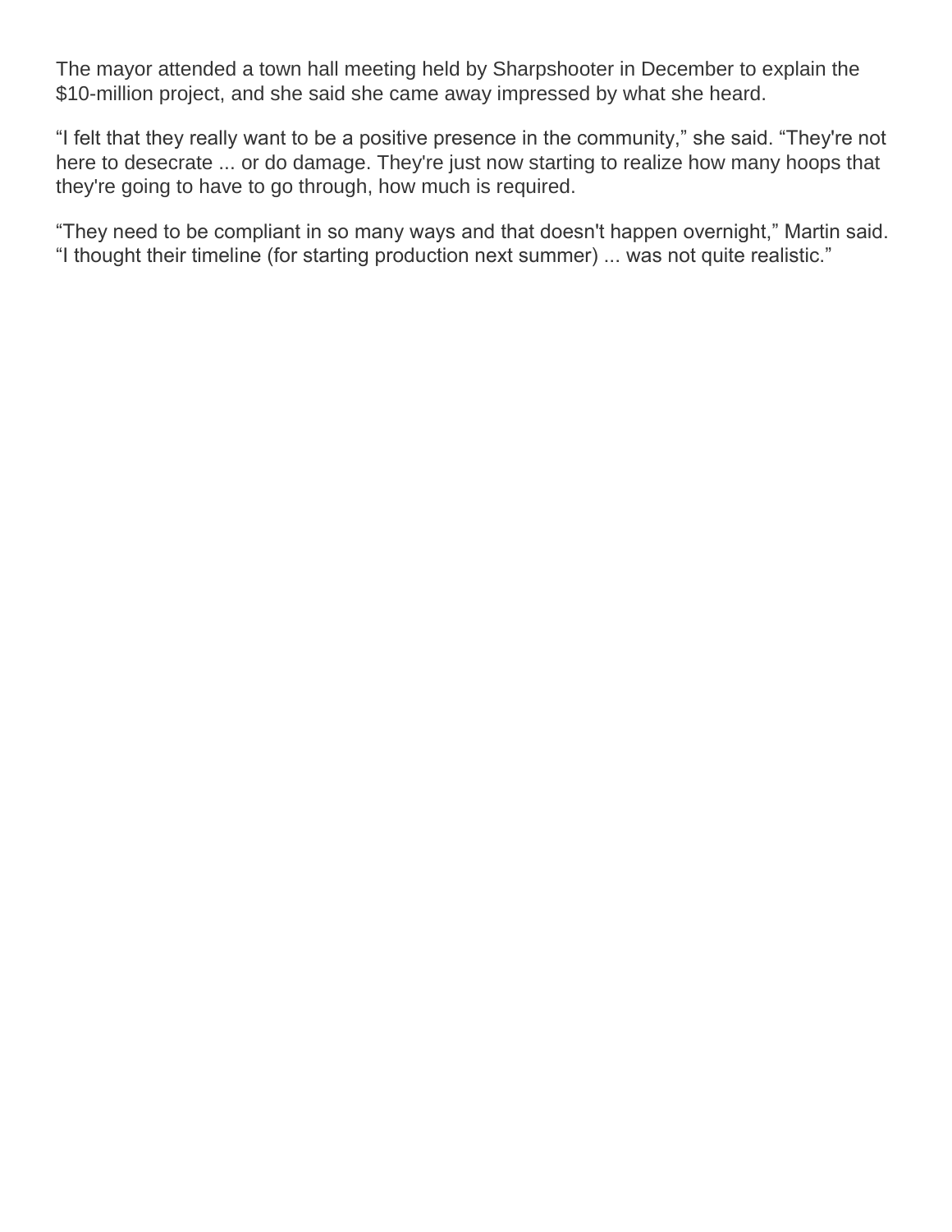The mayor attended a town hall meeting held by Sharpshooter in December to explain the $10-million project, and she said she came away impressed by what she heard.

“I felt that they really want to be a positive presence in the community,” she said. “They're not here to desecrate ... or do damage. They're just now starting to realize how many hoops that they're going to have to go through, how much is required.

“They need to be compliant in so many ways and that doesn't happen overnight,” Martin said. “I thought their timeline (for starting production next summer) ... was not quite realistic.”